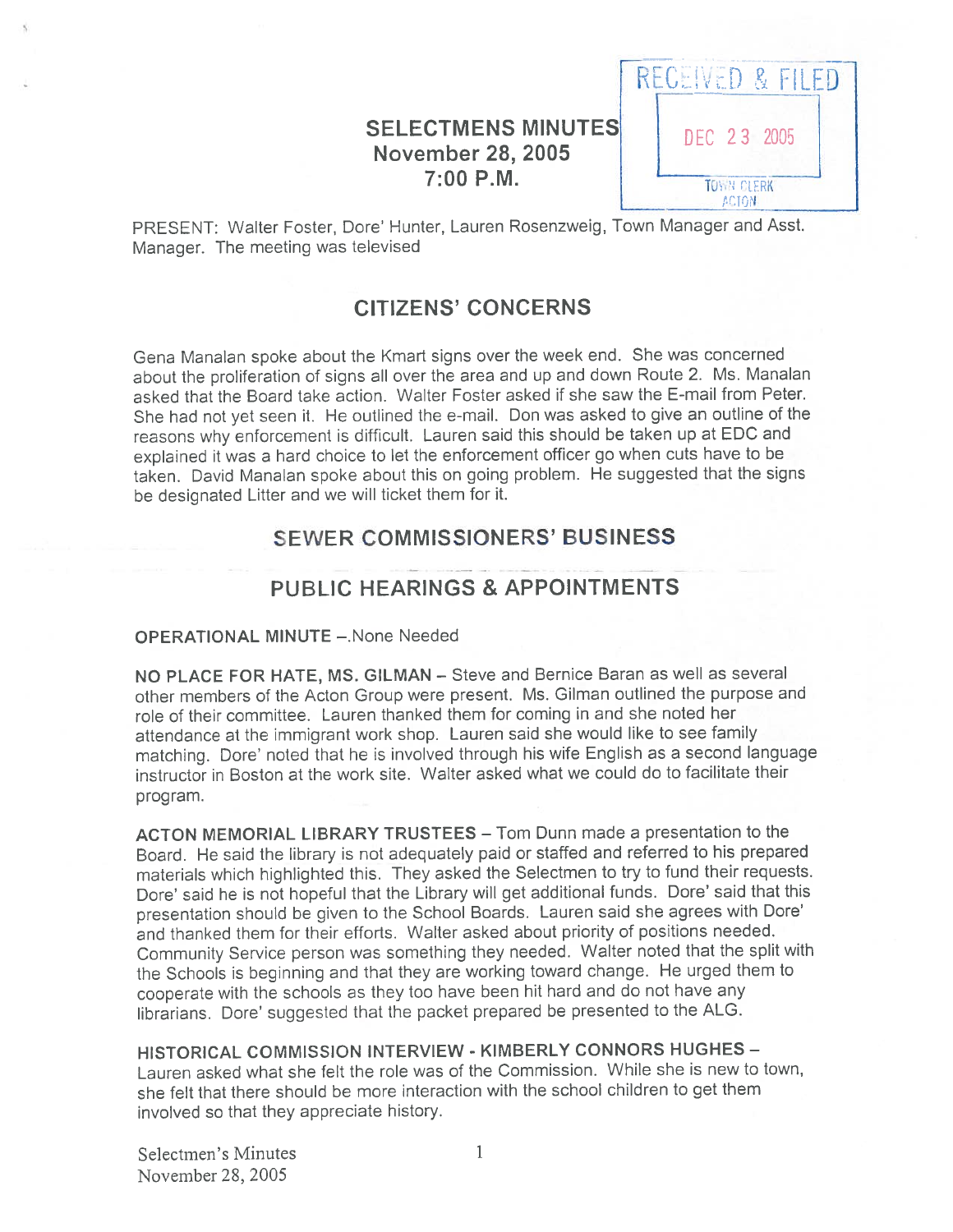# SELECTMENS MINUTES
## November 28, 2005
## 7:00 P.M.

RECEIVED & FILED
DEC 23 2005
TOWN CLERK
ACTON

PRESENT: Walter Foster, Dore' Hunter, Lauren Rosenzweig, Town Manager and Asst. Manager. The meeting was televised

## CITIZENS' CONCERNS

Gena Manalan spoke about the Kmart signs over the week end. She was concerned about the proliferation of signs all over the area and up and down Route 2. Ms. Manalan asked that the Board take action. Walter Foster asked if she saw the E-mail from Peter. She had not yet seen it. He outlined the e-mail. Don was asked to give an outline of the reasons why enforcement is difficult. Lauren said this should be taken up at EDC and explained it was a hard choice to let the enforcement officer go when cuts have to be taken. David Manalan spoke about this on going problem. He suggested that the signs be designated Litter and we will ticket them for it.

## SEWER COMMISSIONERS' BUSINESS

## PUBLIC HEARINGS & APPOINTMENTS

**OPERATIONAL MINUTE** –.None Needed

**NO PLACE FOR HATE, MS. GILMAN** – Steve and Bernice Baran as well as several other members of the Acton Group were present. Ms. Gilman outlined the purpose and role of their committee. Lauren thanked them for coming in and she noted her attendance at the immigrant work shop. Lauren said she would like to see family matching. Dore' noted that he is involved through his wife English as a second language instructor in Boston at the work site. Walter asked what we could do to facilitate their program.

**ACTON MEMORIAL LIBRARY TRUSTEES** – Tom Dunn made a presentation to the Board. He said the library is not adequately paid or staffed and referred to his prepared materials which highlighted this. They asked the Selectmen to try to fund their requests. Dore' said he is not hopeful that the Library will get additional funds. Dore' said that this presentation should be given to the School Boards. Lauren said she agrees with Dore' and thanked them for their efforts. Walter asked about priority of positions needed. Community Service person was something they needed. Walter noted that the split with the Schools is beginning and that they are working toward change. He urged them to cooperate with the schools as they too have been hit hard and do not have any librarians. Dore' suggested that the packet prepared be presented to the ALG.

**HISTORICAL COMMISSION INTERVIEW - KIMBERLY CONNORS HUGHES** – Lauren asked what she felt the role was of the Commission. While she is new to town, she felt that there should be more interaction with the school children to get them involved so that they appreciate history.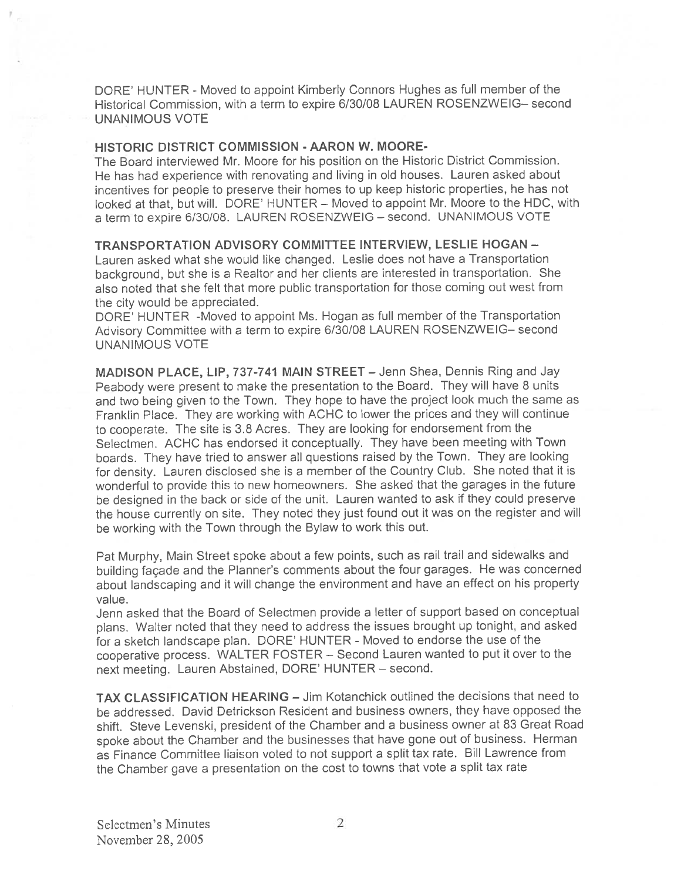DORE' HUNTER - Moved to appoint Kimberly Connors Hughes as full member of the Historical Commission, with a term to expire 6/30/08 LAUREN ROSENZWEIG– second UNANIMOUS VOTE

**HISTORIC DISTRICT COMMISSION - AARON W. MOORE-**

The Board interviewed Mr. Moore for his position on the Historic District Commission. He has had experience with renovating and living in old houses. Lauren asked about incentives for people to preserve their homes to up keep historic properties, he has not looked at that, but will. DORE' HUNTER – Moved to appoint Mr. Moore to the HDC, with a term to expire 6/30/08. LAUREN ROSENZWEIG – second. UNANIMOUS VOTE

**TRANSPORTATION ADVISORY COMMITTEE INTERVIEW, LESLIE HOGAN –**

Lauren asked what she would like changed. Leslie does not have a Transportation background, but she is a Realtor and her clients are interested in transportation. She also noted that she felt that more public transportation for those coming out west from the city would be appreciated.

DORE' HUNTER -Moved to appoint Ms. Hogan as full member of the Transportation Advisory Committee with a term to expire 6/30/08 LAUREN ROSENZWEIG– second UNANIMOUS VOTE

**MADISON PLACE, LIP, 737-741 MAIN STREET –** Jenn Shea, Dennis Ring and Jay Peabody were present to make the presentation to the Board. They will have 8 units and two being given to the Town. They hope to have the project look much the same as Franklin Place. They are working with ACHC to lower the prices and they will continue to cooperate. The site is 3.8 Acres. They are looking for endorsement from the Selectmen. ACHC has endorsed it conceptually. They have been meeting with Town boards. They have tried to answer all questions raised by the Town. They are looking for density. Lauren disclosed she is a member of the Country Club. She noted that it is wonderful to provide this to new homeowners. She asked that the garages in the future be designed in the back or side of the unit. Lauren wanted to ask if they could preserve the house currently on site. They noted they just found out it was on the register and will be working with the Town through the Bylaw to work this out.

Pat Murphy, Main Street spoke about a few points, such as rail trail and sidewalks and building façade and the Planner's comments about the four garages. He was concerned about landscaping and it will change the environment and have an effect on his property value.

Jenn asked that the Board of Selectmen provide a letter of support based on conceptual plans. Walter noted that they need to address the issues brought up tonight, and asked for a sketch landscape plan. DORE' HUNTER - Moved to endorse the use of the cooperative process. WALTER FOSTER – Second Lauren wanted to put it over to the next meeting. Lauren Abstained, DORE' HUNTER – second.

**TAX CLASSIFICATION HEARING –** Jim Kotanchick outlined the decisions that need to be addressed. David Detrickson Resident and business owners, they have opposed the shift. Steve Levenski, president of the Chamber and a business owner at 83 Great Road spoke about the Chamber and the businesses that have gone out of business. Herman as Finance Committee liaison voted to not support a split tax rate. Bill Lawrence from the Chamber gave a presentation on the cost to towns that vote a split tax rate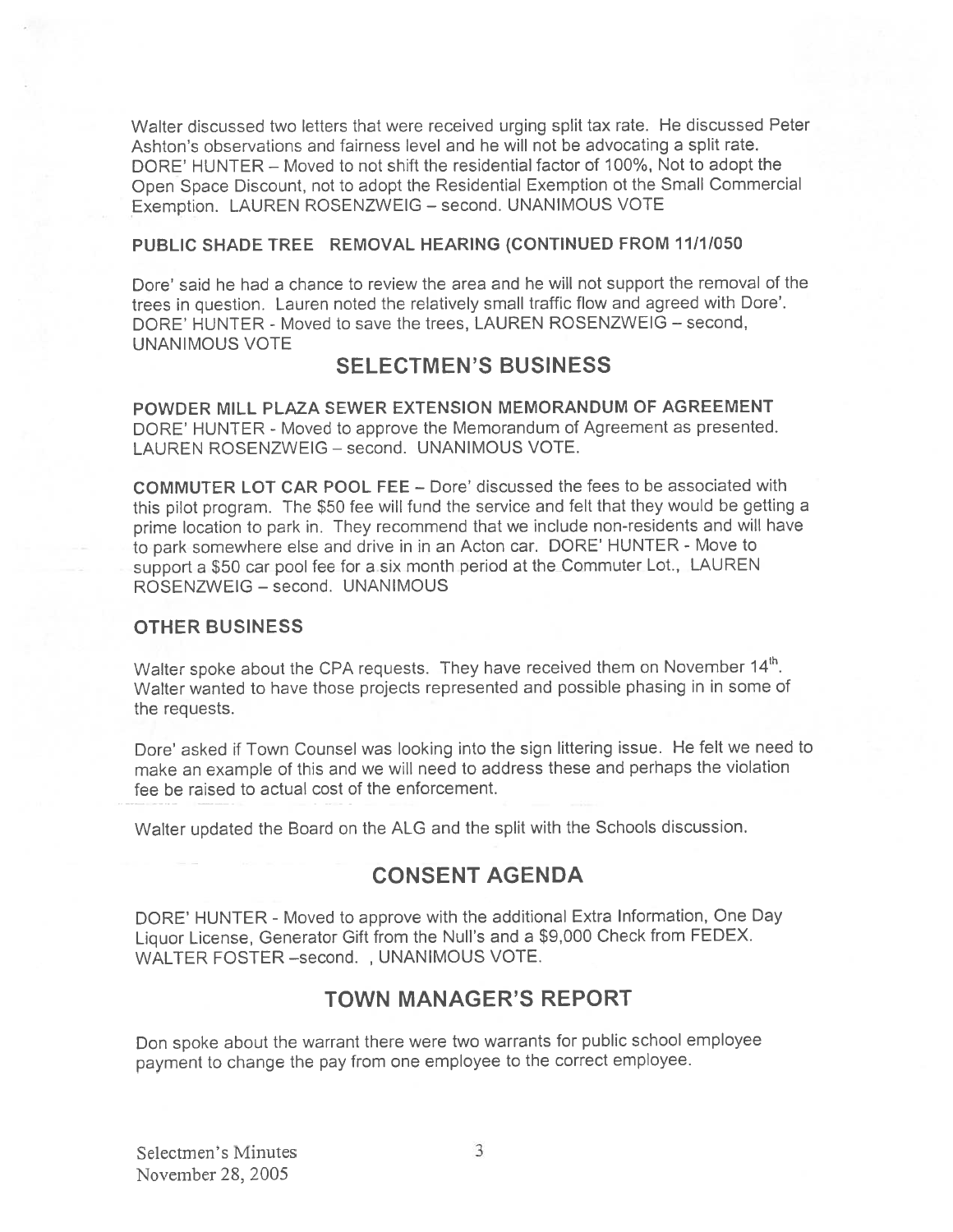Walter discussed two letters that were received urging split tax rate. He discussed Peter Ashton's observations and fairness level and he will not be advocating a split rate. DORE' HUNTER – Moved to not shift the residential factor of 100%, Not to adopt the Open Space Discount, not to adopt the Residential Exemption ot the Small Commercial Exemption. LAUREN ROSENZWEIG – second. UNANIMOUS VOTE

### PUBLIC SHADE TREE REMOVAL HEARING (CONTINUED FROM 11/1/050

Dore' said he had a chance to review the area and he will not support the removal of the trees in question. Lauren noted the relatively small traffic flow and agreed with Dore'. DORE' HUNTER - Moved to save the trees, LAUREN ROSENZWEIG – second, UNANIMOUS VOTE

## SELECTMEN'S BUSINESS

**POWDER MILL PLAZA SEWER EXTENSION MEMORANDUM OF AGREEMENT**
DORE' HUNTER - Moved to approve the Memorandum of Agreement as presented. LAUREN ROSENZWEIG – second. UNANIMOUS VOTE.

**COMMUTER LOT CAR POOL FEE** – Dore' discussed the fees to be associated with this pilot program. The $50 fee will fund the service and felt that they would be getting a prime location to park in. They recommend that we include non-residents and will have to park somewhere else and drive in in an Acton car. DORE' HUNTER - Move to support a $50 car pool fee for a six month period at the Commuter Lot., LAUREN ROSENZWEIG – second. UNANIMOUS

### OTHER BUSINESS

Walter spoke about the CPA requests. They have received them on November 14th. Walter wanted to have those projects represented and possible phasing in in some of the requests.

Dore' asked if Town Counsel was looking into the sign littering issue. He felt we need to make an example of this and we will need to address these and perhaps the violation fee be raised to actual cost of the enforcement.

Walter updated the Board on the ALG and the split with the Schools discussion.

## CONSENT AGENDA

DORE' HUNTER - Moved to approve with the additional Extra Information, One Day Liquor License, Generator Gift from the Null's and a $9,000 Check from FEDEX. WALTER FOSTER –second. , UNANIMOUS VOTE.

## TOWN MANAGER'S REPORT

Don spoke about the warrant there were two warrants for public school employee payment to change the pay from one employee to the correct employee.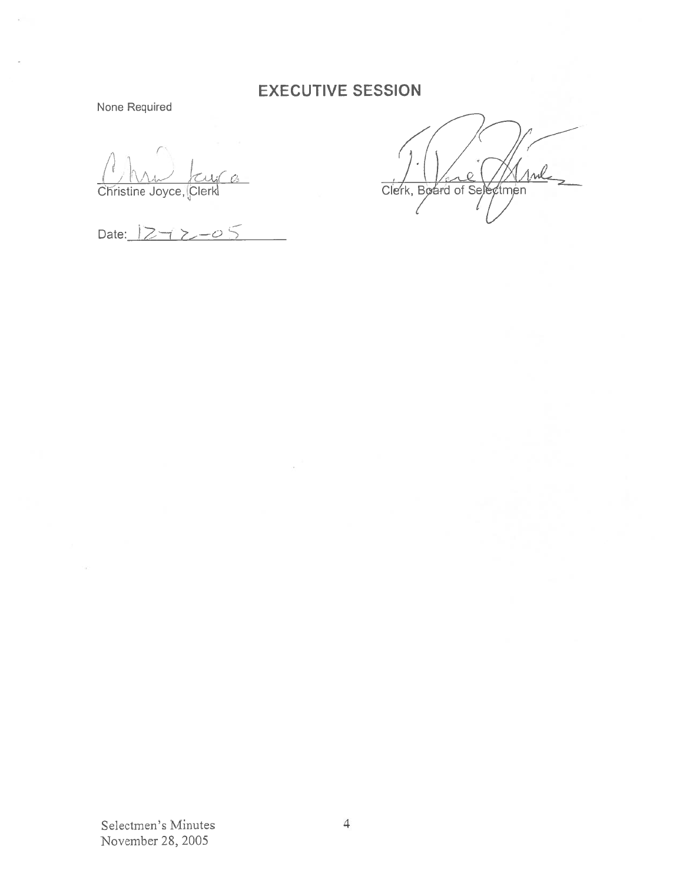## EXECUTIVE SESSION

None Required

Christine Joyce, Clerk

Date: 12-12-05

Clerk, Board of Selectmen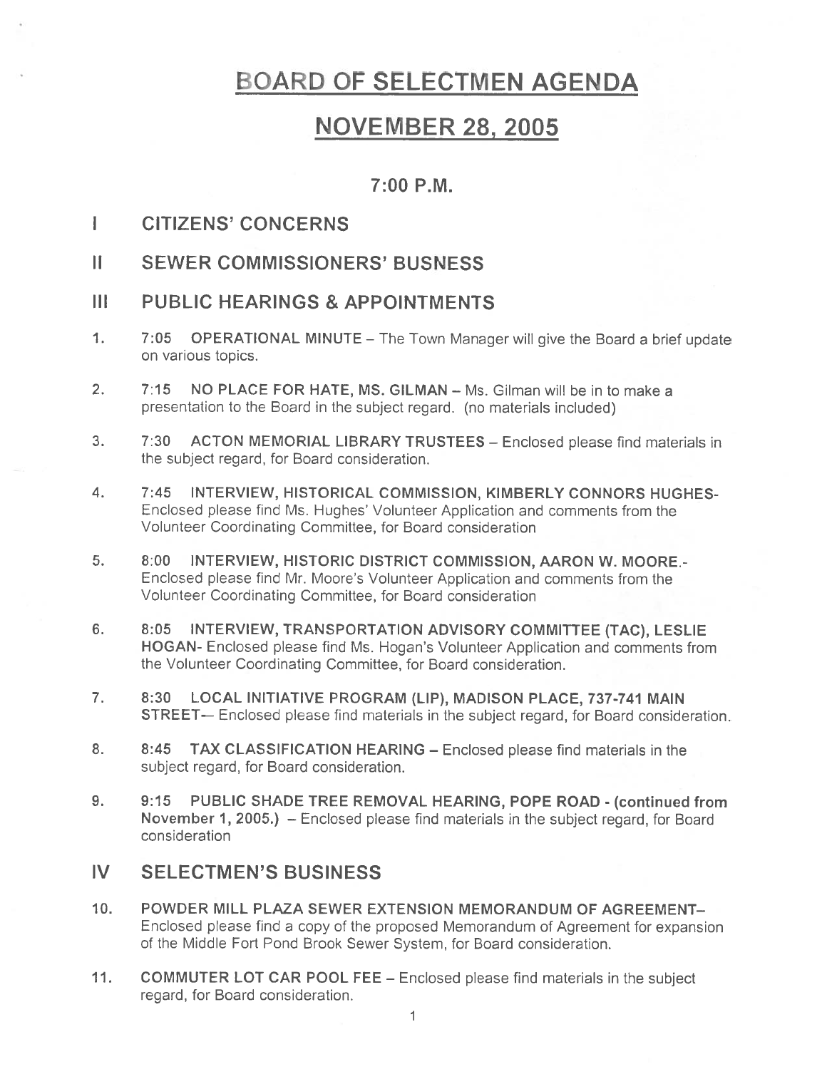# BOARD OF SELECTMEN AGENDA

# NOVEMBER 28, 2005

## 7:00 P.M.

## I CITIZENS' CONCERNS

## II SEWER COMMISSIONERS' BUSNESS

## III PUBLIC HEARINGS & APPOINTMENTS

1. 7:05 **OPERATIONAL MINUTE** – The Town Manager will give the Board a brief update on various topics.

2. 7:15 **NO PLACE FOR HATE, MS. GILMAN** – Ms. Gilman will be in to make a presentation to the Board in the subject regard. (no materials included)

3. 7:30 **ACTON MEMORIAL LIBRARY TRUSTEES** – Enclosed please find materials in the subject regard, for Board consideration.

4. 7:45 **INTERVIEW, HISTORICAL COMMISSION, KIMBERLY CONNORS HUGHES**- Enclosed please find Ms. Hughes' Volunteer Application and comments from the Volunteer Coordinating Committee, for Board consideration

5. 8:00 **INTERVIEW, HISTORIC DISTRICT COMMISSION, AARON W. MOORE**.- Enclosed please find Mr. Moore's Volunteer Application and comments from the Volunteer Coordinating Committee, for Board consideration

6. 8:05 **INTERVIEW, TRANSPORTATION ADVISORY COMMITTEE (TAC), LESLIE HOGAN**- Enclosed please find Ms. Hogan's Volunteer Application and comments from the Volunteer Coordinating Committee, for Board consideration.

7. 8:30 **LOCAL INITIATIVE PROGRAM (LIP), MADISON PLACE, 737-741 MAIN STREET**— Enclosed please find materials in the subject regard, for Board consideration.

8. 8:45 **TAX CLASSIFICATION HEARING** – Enclosed please find materials in the subject regard, for Board consideration.

9. 9:15 **PUBLIC SHADE TREE REMOVAL HEARING, POPE ROAD - (continued from November 1, 2005.)** – Enclosed please find materials in the subject regard, for Board consideration

## IV SELECTMEN'S BUSINESS

10. **POWDER MILL PLAZA SEWER EXTENSION MEMORANDUM OF AGREEMENT**– Enclosed please find a copy of the proposed Memorandum of Agreement for expansion of the Middle Fort Pond Brook Sewer System, for Board consideration.

11. **COMMUTER LOT CAR POOL FEE** – Enclosed please find materials in the subject regard, for Board consideration.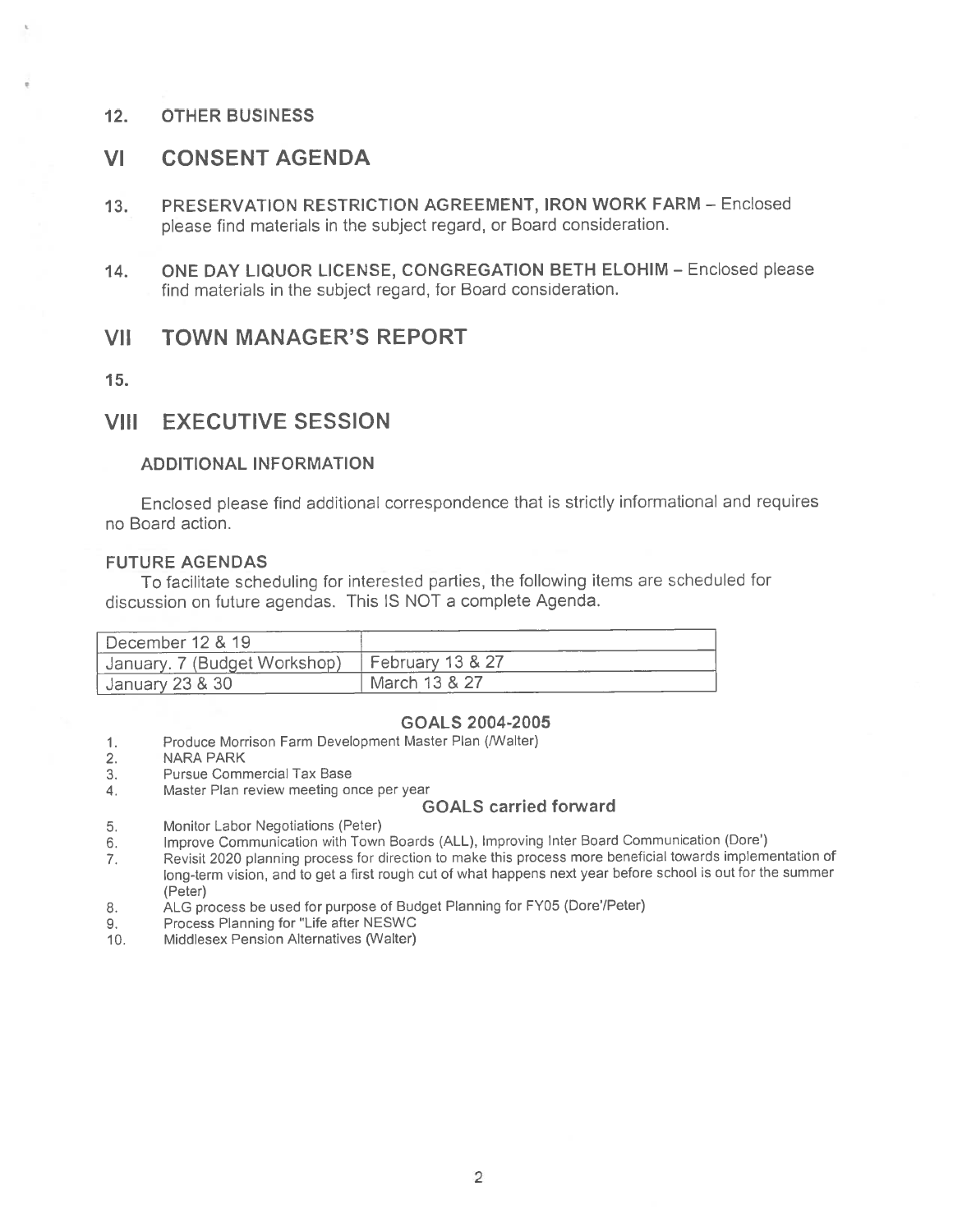12. **OTHER BUSINESS**

## VI CONSENT AGENDA

13. **PRESERVATION RESTRICTION AGREEMENT, IRON WORK FARM** – Enclosed please find materials in the subject regard, or Board consideration.

14. **ONE DAY LIQUOR LICENSE, CONGREGATION BETH ELOHIM** – Enclosed please find materials in the subject regard, for Board consideration.

## VII TOWN MANAGER'S REPORT

15.

## VIII EXECUTIVE SESSION

### ADDITIONAL INFORMATION

Enclosed please find additional correspondence that is strictly informational and requires no Board action.

### FUTURE AGENDAS

To facilitate scheduling for interested parties, the following items are scheduled for discussion on future agendas. This IS NOT a complete Agenda.

| | |
|---|---|
| December 12 & 19 | |
| January. 7 (Budget Workshop) | February 13 & 27 |
| January 23 & 30 | March 13 & 27 |

### GOALS 2004-2005

1. Produce Morrison Farm Development Master Plan (/Walter)
2. NARA PARK
3. Pursue Commercial Tax Base
4. Master Plan review meeting once per year

### GOALS carried forward

5. Monitor Labor Negotiations (Peter)
6. Improve Communication with Town Boards (ALL), Improving Inter Board Communication (Dore')
7. Revisit 2020 planning process for direction to make this process more beneficial towards implementation of long-term vision, and to get a first rough cut of what happens next year before school is out for the summer (Peter)
8. ALG process be used for purpose of Budget Planning for FY05 (Dore'/Peter)
9. Process Planning for "Life after NESWC
10. Middlesex Pension Alternatives (Walter)